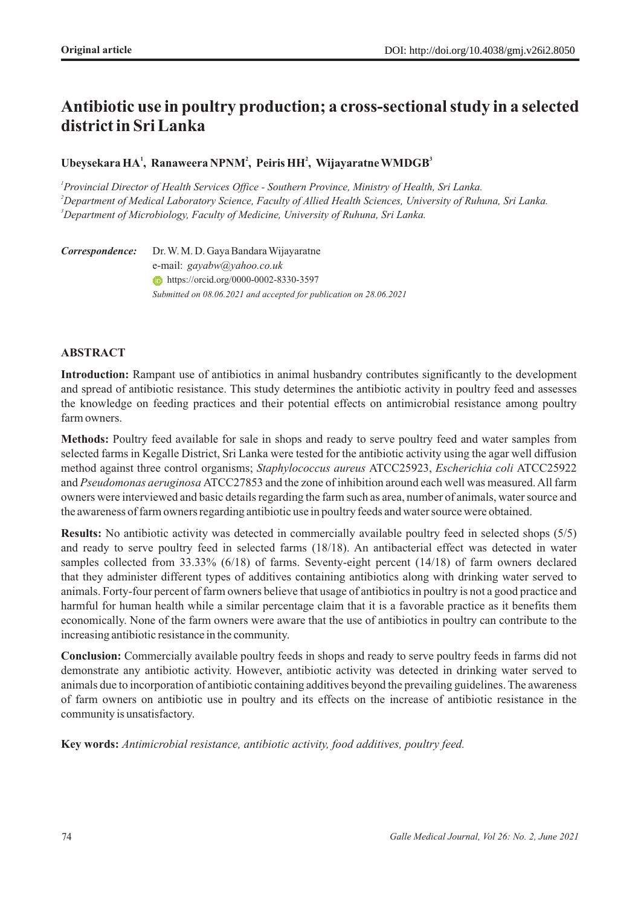Original article

DOI: http://doi.org/10.4038/gmj.v26i2.8050

# Antibiotic use in poultry production; a cross-sectional study in a selected district in Sri Lanka

**Ubeysekara HA[1], Ranaweera NPNM[2], Peiris HH[2], Wijayaratne WMDGB[3]**

[1]*Provincial Director of Health Services Office - Southern Province, Ministry of Health, Sri Lanka.*
[2]*Department of Medical Laboratory Science, Faculty of Allied Health Sciences, University of Ruhuna, Sri Lanka.*
[3]*Department of Microbiology, Faculty of Medicine, University of Ruhuna, Sri Lanka.*

***Correspondence:*** Dr. W. M. D. Gaya Bandara Wijayaratne
e-mail: *gayabw@yahoo.co.uk*
https://orcid.org/0000-0002-8330-3597
*Submitted on 08.06.2021 and accepted for publication on 28.06.2021*

## ABSTRACT

**Introduction:** Rampant use of antibiotics in animal husbandry contributes significantly to the development and spread of antibiotic resistance. This study determines the antibiotic activity in poultry feed and assesses the knowledge on feeding practices and their potential effects on antimicrobial resistance among poultry farm owners.

**Methods:** Poultry feed available for sale in shops and ready to serve poultry feed and water samples from selected farms in Kegalle District, Sri Lanka were tested for the antibiotic activity using the agar well diffusion method against three control organisms; *Staphylococcus aureus* ATCC25923, *Escherichia coli* ATCC25922 and *Pseudomonas aeruginosa* ATCC27853 and the zone of inhibition around each well was measured. All farm owners were interviewed and basic details regarding the farm such as area, number of animals, water source and the awareness of farm owners regarding antibiotic use in poultry feeds and water source were obtained.

**Results:** No antibiotic activity was detected in commercially available poultry feed in selected shops (5/5) and ready to serve poultry feed in selected farms (18/18). An antibacterial effect was detected in water samples collected from 33.33% (6/18) of farms. Seventy-eight percent (14/18) of farm owners declared that they administer different types of additives containing antibiotics along with drinking water served to animals. Forty-four percent of farm owners believe that usage of antibiotics in poultry is not a good practice and harmful for human health while a similar percentage claim that it is a favorable practice as it benefits them economically. None of the farm owners were aware that the use of antibiotics in poultry can contribute to the increasing antibiotic resistance in the community.

**Conclusion:** Commercially available poultry feeds in shops and ready to serve poultry feeds in farms did not demonstrate any antibiotic activity. However, antibiotic activity was detected in drinking water served to animals due to incorporation of antibiotic containing additives beyond the prevailing guidelines. The awareness of farm owners on antibiotic use in poultry and its effects on the increase of antibiotic resistance in the community is unsatisfactory.

**Key words:** *Antimicrobial resistance, antibiotic activity, food additives, poultry feed.*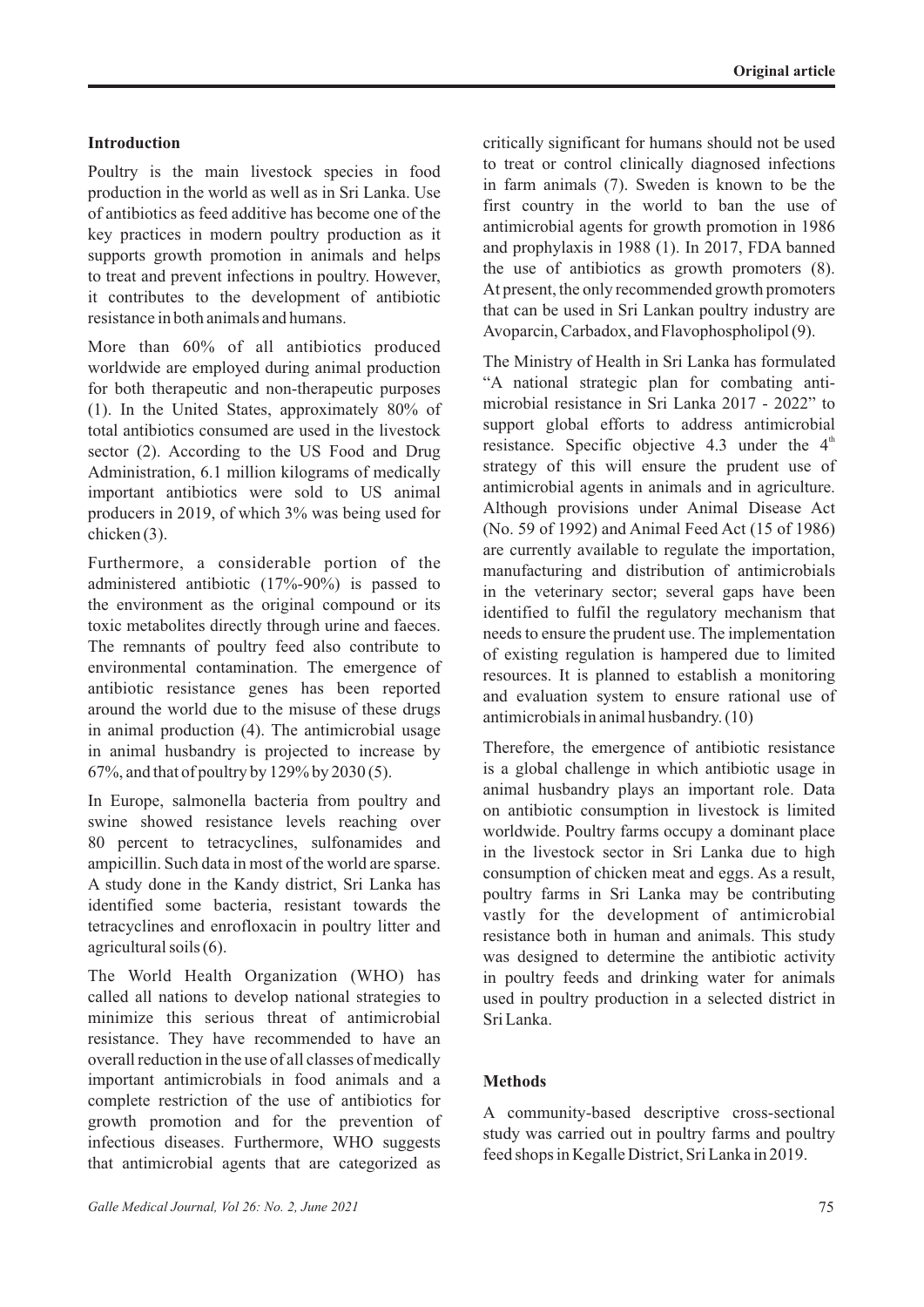## Introduction

Poultry is the main livestock species in food production in the world as well as in Sri Lanka. Use of antibiotics as feed additive has become one of the key practices in modern poultry production as it supports growth promotion in animals and helps to treat and prevent infections in poultry. However, it contributes to the development of antibiotic resistance in both animals and humans.

More than 60% of all antibiotics produced worldwide are employed during animal production for both therapeutic and non-therapeutic purposes (1). In the United States, approximately 80% of total antibiotics consumed are used in the livestock sector (2). According to the US Food and Drug Administration, 6.1 million kilograms of medically important antibiotics were sold to US animal producers in 2019, of which 3% was being used for chicken (3).

Furthermore, a considerable portion of the administered antibiotic (17%-90%) is passed to the environment as the original compound or its toxic metabolites directly through urine and faeces. The remnants of poultry feed also contribute to environmental contamination. The emergence of antibiotic resistance genes has been reported around the world due to the misuse of these drugs in animal production (4). The antimicrobial usage in animal husbandry is projected to increase by 67%, and that of poultry by 129% by 2030 (5).

In Europe, salmonella bacteria from poultry and swine showed resistance levels reaching over 80 percent to tetracyclines, sulfonamides and ampicillin. Such data in most of the world are sparse. A study done in the Kandy district, Sri Lanka has identified some bacteria, resistant towards the tetracyclines and enrofloxacin in poultry litter and agricultural soils (6).

The World Health Organization (WHO) has called all nations to develop national strategies to minimize this serious threat of antimicrobial resistance. They have recommended to have an overall reduction in the use of all classes of medically important antimicrobials in food animals and a complete restriction of the use of antibiotics for growth promotion and for the prevention of infectious diseases. Furthermore, WHO suggests that antimicrobial agents that are categorized as critically significant for humans should not be used to treat or control clinically diagnosed infections in farm animals (7). Sweden is known to be the first country in the world to ban the use of antimicrobial agents for growth promotion in 1986 and prophylaxis in 1988 (1). In 2017, FDA banned the use of antibiotics as growth promoters (8). At present, the only recommended growth promoters that can be used in Sri Lankan poultry industry are Avoparcin, Carbadox, and Flavophospholipol (9).

The Ministry of Health in Sri Lanka has formulated "A national strategic plan for combating anti-microbial resistance in Sri Lanka 2017 - 2022" to support global efforts to address antimicrobial resistance. Specific objective 4.3 under the 4th strategy of this will ensure the prudent use of antimicrobial agents in animals and in agriculture. Although provisions under Animal Disease Act (No. 59 of 1992) and Animal Feed Act (15 of 1986) are currently available to regulate the importation, manufacturing and distribution of antimicrobials in the veterinary sector; several gaps have been identified to fulfil the regulatory mechanism that needs to ensure the prudent use. The implementation of existing regulation is hampered due to limited resources. It is planned to establish a monitoring and evaluation system to ensure rational use of antimicrobials in animal husbandry. (10)

Therefore, the emergence of antibiotic resistance is a global challenge in which antibiotic usage in animal husbandry plays an important role. Data on antibiotic consumption in livestock is limited worldwide. Poultry farms occupy a dominant place in the livestock sector in Sri Lanka due to high consumption of chicken meat and eggs. As a result, poultry farms in Sri Lanka may be contributing vastly for the development of antimicrobial resistance both in human and animals. This study was designed to determine the antibiotic activity in poultry feeds and drinking water for animals used in poultry production in a selected district in Sri Lanka.

## Methods

A community-based descriptive cross-sectional study was carried out in poultry farms and poultry feed shops in Kegalle District, Sri Lanka in 2019.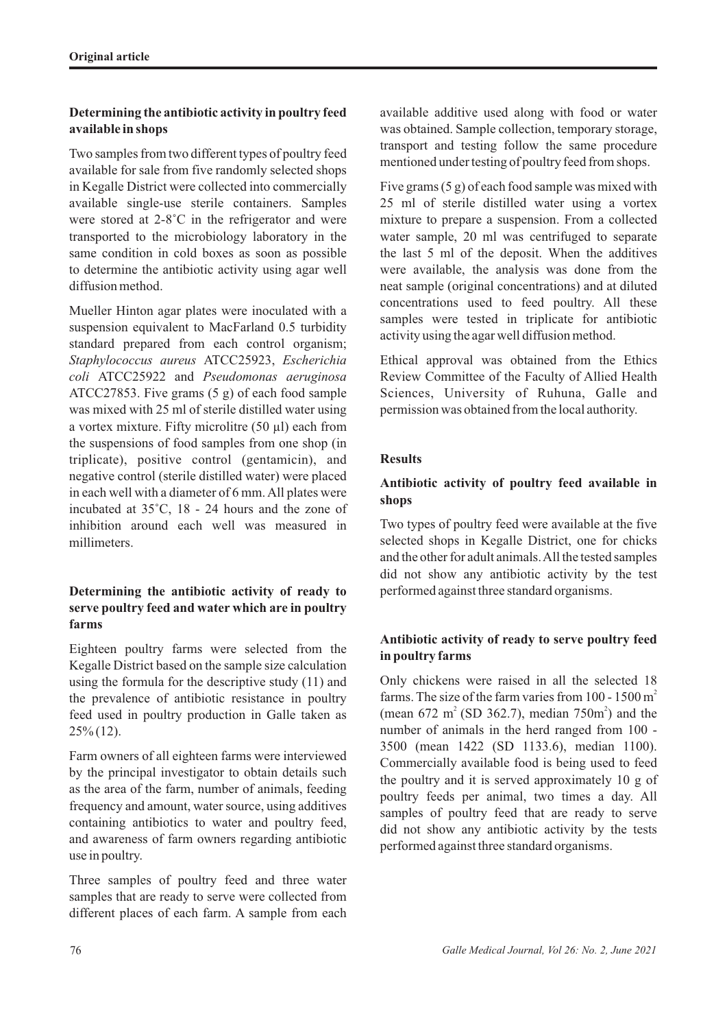### Determining the antibiotic activity in poultry feed available in shops

Two samples from two different types of poultry feed available for sale from five randomly selected shops in Kegalle District were collected into commercially available single-use sterile containers. Samples were stored at 2-8˚C in the refrigerator and were transported to the microbiology laboratory in the same condition in cold boxes as soon as possible to determine the antibiotic activity using agar well diffusion method.

Mueller Hinton agar plates were inoculated with a suspension equivalent to MacFarland 0.5 turbidity standard prepared from each control organism; *Staphylococcus aureus* ATCC25923, *Escherichia coli* ATCC25922 and *Pseudomonas aeruginosa* ATCC27853. Five grams (5 g) of each food sample was mixed with 25 ml of sterile distilled water using a vortex mixture. Fifty microlitre (50 µl) each from the suspensions of food samples from one shop (in triplicate), positive control (gentamicin), and negative control (sterile distilled water) were placed in each well with a diameter of 6 mm. All plates were incubated at 35˚C, 18 - 24 hours and the zone of inhibition around each well was measured in millimeters.

### Determining the antibiotic activity of ready to serve poultry feed and water which are in poultry farms

Eighteen poultry farms were selected from the Kegalle District based on the sample size calculation using the formula for the descriptive study (11) and the prevalence of antibiotic resistance in poultry feed used in poultry production in Galle taken as 25% (12).

Farm owners of all eighteen farms were interviewed by the principal investigator to obtain details such as the area of the farm, number of animals, feeding frequency and amount, water source, using additives containing antibiotics to water and poultry feed, and awareness of farm owners regarding antibiotic use in poultry.

Three samples of poultry feed and three water samples that are ready to serve were collected from different places of each farm. A sample from each available additive used along with food or water was obtained. Sample collection, temporary storage, transport and testing follow the same procedure mentioned under testing of poultry feed from shops.

Five grams (5 g) of each food sample was mixed with 25 ml of sterile distilled water using a vortex mixture to prepare a suspension. From a collected water sample, 20 ml was centrifuged to separate the last 5 ml of the deposit. When the additives were available, the analysis was done from the neat sample (original concentrations) and at diluted concentrations used to feed poultry. All these samples were tested in triplicate for antibiotic activity using the agar well diffusion method.

Ethical approval was obtained from the Ethics Review Committee of the Faculty of Allied Health Sciences, University of Ruhuna, Galle and permission was obtained from the local authority.

## Results

### Antibiotic activity of poultry feed available in shops

Two types of poultry feed were available at the five selected shops in Kegalle District, one for chicks and the other for adult animals. All the tested samples did not show any antibiotic activity by the test performed against three standard organisms.

### Antibiotic activity of ready to serve poultry feed in poultry farms

Only chickens were raised in all the selected 18 farms. The size of the farm varies from 100 - 1500 $m^2$ (mean 672 $m^2$ (SD 362.7), median 750$m^2$) and the number of animals in the herd ranged from 100 - 3500 (mean 1422 (SD 1133.6), median 1100). Commercially available food is being used to feed the poultry and it is served approximately 10 g of poultry feeds per animal, two times a day. All samples of poultry feed that are ready to serve did not show any antibiotic activity by the tests performed against three standard organisms.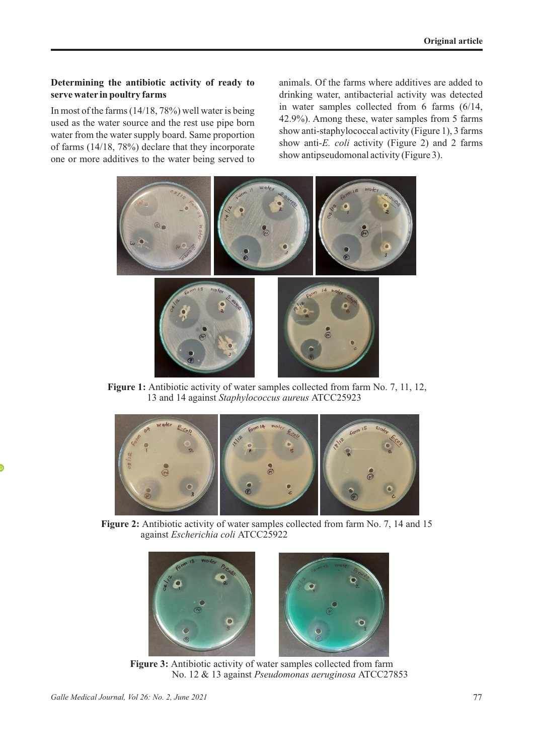### Determining the antibiotic activity of ready to serve water in poultry farms

In most of the farms (14/18, 78%) well water is being used as the water source and the rest use pipe born water from the water supply board. Same proportion of farms (14/18, 78%) declare that they incorporate one or more additives to the water being served to animals. Of the farms where additives are added to drinking water, antibacterial activity was detected in water samples collected from 6 farms (6/14, 42.9%). Among these, water samples from 5 farms show anti-staphylococcal activity (Figure 1), 3 farms show anti-*E. coli* activity (Figure 2) and 2 farms show antipseudomonal activity (Figure 3).

**Figure 1:** Antibiotic activity of water samples collected from farm No. 7, 11, 12, 13 and 14 against *Staphylococcus aureus* ATCC25923

**Figure 2:** Antibiotic activity of water samples collected from farm No. 7, 14 and 15 against *Escherichia coli* ATCC25922

**Figure 3:** Antibiotic activity of water samples collected from farm No. 12 & 13 against *Pseudomonas aeruginosa* ATCC27853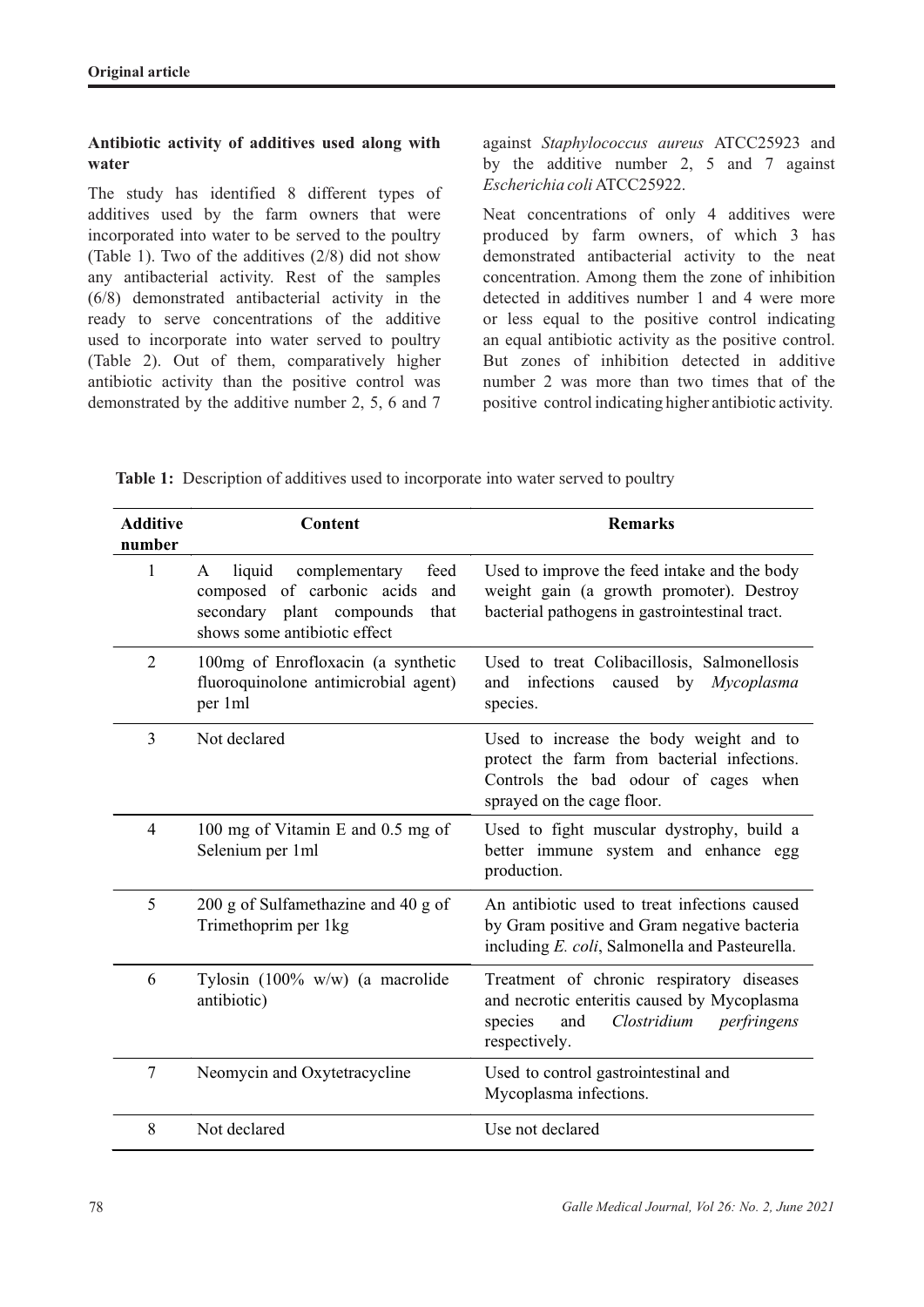### Antibiotic activity of additives used along with water

The study has identified 8 different types of additives used by the farm owners that were incorporated into water to be served to the poultry (Table 1). Two of the additives (2/8) did not show any antibacterial activity. Rest of the samples (6/8) demonstrated antibacterial activity in the ready to serve concentrations of the additive used to incorporate into water served to poultry (Table 2). Out of them, comparatively higher antibiotic activity than the positive control was demonstrated by the additive number 2, 5, 6 and 7 against *Staphylococcus aureus* ATCC25923 and by the additive number 2, 5 and 7 against *Escherichia coli* ATCC25922.

Neat concentrations of only 4 additives were produced by farm owners, of which 3 has demonstrated antibacterial activity to the neat concentration. Among them the zone of inhibition detected in additives number 1 and 4 were more or less equal to the positive control indicating an equal antibiotic activity as the positive control. But zones of inhibition detected in additive number 2 was more than two times that of the positive control indicating higher antibiotic activity.

**Table 1:** Description of additives used to incorporate into water served to poultry

| Additive number | Content | Remarks |
|---|---|---|
| 1 | A liquid complementary feed composed of carbonic acids and secondary plant compounds that shows some antibiotic effect | Used to improve the feed intake and the body weight gain (a growth promoter). Destroy bacterial pathogens in gastrointestinal tract. |
| 2 | 100mg of Enrofloxacin (a synthetic fluoroquinolone antimicrobial agent) per 1ml | Used to treat Colibacillosis, Salmonellosis and infections caused by *Mycoplasma* species. |
| 3 | Not declared | Used to increase the body weight and to protect the farm from bacterial infections. Controls the bad odour of cages when sprayed on the cage floor. |
| 4 | 100 mg of Vitamin E and 0.5 mg of Selenium per 1ml | Used to fight muscular dystrophy, build a better immune system and enhance egg production. |
| 5 | 200 g of Sulfamethazine and 40 g of Trimethoprim per 1kg | An antibiotic used to treat infections caused by Gram positive and Gram negative bacteria including *E. coli*, Salmonella and Pasteurella. |
| 6 | Tylosin (100% w/w) (a macrolide antibiotic) | Treatment of chronic respiratory diseases and necrotic enteritis caused by Mycoplasma species and *Clostridium perfringens* respectively. |
| 7 | Neomycin and Oxytetracycline | Used to control gastrointestinal and Mycoplasma infections. |
| 8 | Not declared | Use not declared |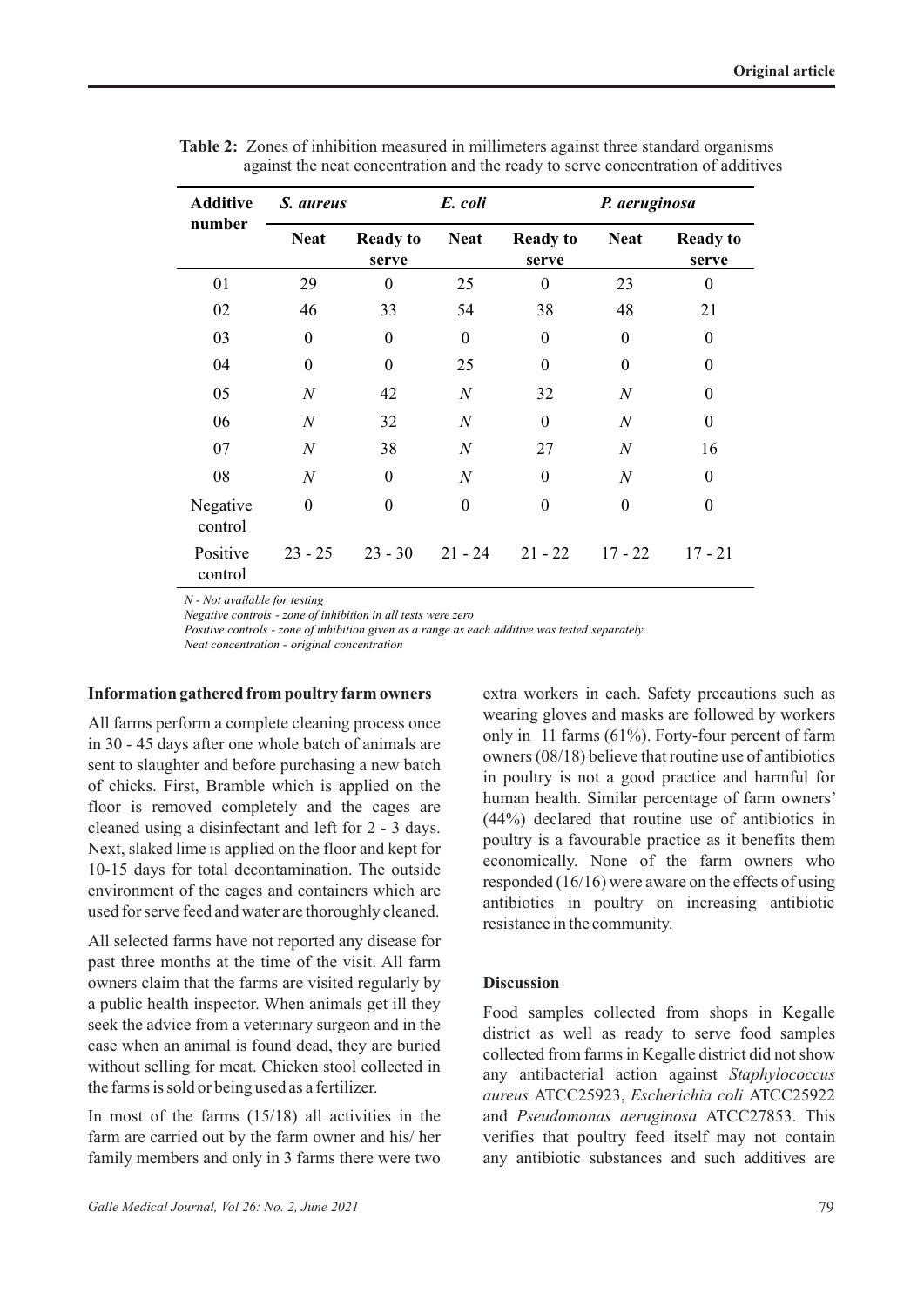**Table 2:** Zones of inhibition measured in millimeters against three standard organisms against the neat concentration and the ready to serve concentration of additives

| Additive number | *S. aureus* | | *E. coli* | | *P. aeruginosa* | |
|---|---|---|---|---|---|---|
| | **Neat** | **Ready to serve** | **Neat** | **Ready to serve** | **Neat** | **Ready to serve** |
| 01 | 29 | 0 | 25 | 0 | 23 | 0 |
| 02 | 46 | 33 | 54 | 38 | 48 | 21 |
| 03 | 0 | 0 | 0 | 0 | 0 | 0 |
| 04 | 0 | 0 | 25 | 0 | 0 | 0 |
| 05 | *N* | 42 | *N* | 32 | *N* | 0 |
| 06 | *N* | 32 | *N* | 0 | *N* | 0 |
| 07 | *N* | 38 | *N* | 27 | *N* | 16 |
| 08 | *N* | 0 | *N* | 0 | *N* | 0 |
| Negative control | 0 | 0 | 0 | 0 | 0 | 0 |
| Positive control | 23 - 25 | 23 - 30 | 21 - 24 | 21 - 22 | 17 - 22 | 17 - 21 |

*N - Not available for testing*

*Negative controls - zone of inhibition in all tests were zero*

*Positive controls - zone of inhibition given as a range as each additive was tested separately*

*Neat concentration - original concentration*

**Information gathered from poultry farm owners**

All farms perform a complete cleaning process once in 30 - 45 days after one whole batch of animals are sent to slaughter and before purchasing a new batch of chicks. First, Bramble which is applied on the floor is removed completely and the cages are cleaned using a disinfectant and left for 2 - 3 days. Next, slaked lime is applied on the floor and kept for 10-15 days for total decontamination. The outside environment of the cages and containers which are used for serve feed and water are thoroughly cleaned.

All selected farms have not reported any disease for past three months at the time of the visit. All farm owners claim that the farms are visited regularly by a public health inspector. When animals get ill they seek the advice from a veterinary surgeon and in the case when an animal is found dead, they are buried without selling for meat. Chicken stool collected in the farms is sold or being used as a fertilizer.

In most of the farms (15/18) all activities in the farm are carried out by the farm owner and his/ her family members and only in 3 farms there were two extra workers in each. Safety precautions such as wearing gloves and masks are followed by workers only in 11 farms (61%). Forty-four percent of farm owners (08/18) believe that routine use of antibiotics in poultry is not a good practice and harmful for human health. Similar percentage of farm owners' (44%) declared that routine use of antibiotics in poultry is a favourable practice as it benefits them economically. None of the farm owners who responded (16/16) were aware on the effects of using antibiotics in poultry on increasing antibiotic resistance in the community.

**Discussion**

Food samples collected from shops in Kegalle district as well as ready to serve food samples collected from farms in Kegalle district did not show any antibacterial action against *Staphylococcus aureus* ATCC25923, *Escherichia coli* ATCC25922 and *Pseudomonas aeruginosa* ATCC27853. This verifies that poultry feed itself may not contain any antibiotic substances and such additives are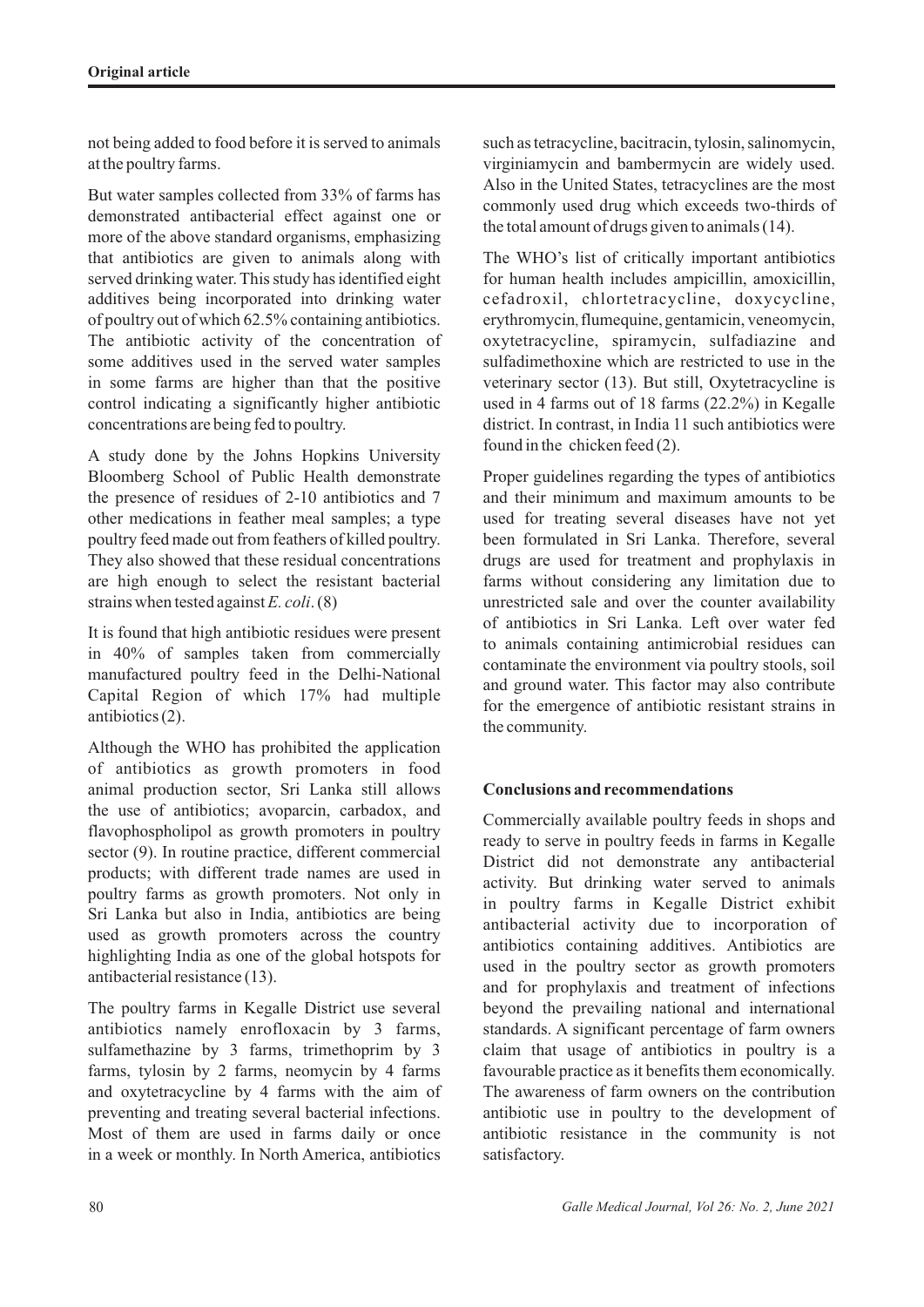not being added to food before it is served to animals at the poultry farms.

But water samples collected from 33% of farms has demonstrated antibacterial effect against one or more of the above standard organisms, emphasizing that antibiotics are given to animals along with served drinking water. This study has identified eight additives being incorporated into drinking water of poultry out of which 62.5% containing antibiotics. The antibiotic activity of the concentration of some additives used in the served water samples in some farms are higher than that the positive control indicating a significantly higher antibiotic concentrations are being fed to poultry.

A study done by the Johns Hopkins University Bloomberg School of Public Health demonstrate the presence of residues of 2-10 antibiotics and 7 other medications in feather meal samples; a type poultry feed made out from feathers of killed poultry. They also showed that these residual concentrations are high enough to select the resistant bacterial strains when tested against *E. coli*. (8)

It is found that high antibiotic residues were present in 40% of samples taken from commercially manufactured poultry feed in the Delhi-National Capital Region of which 17% had multiple antibiotics (2).

Although the WHO has prohibited the application of antibiotics as growth promoters in food animal production sector, Sri Lanka still allows the use of antibiotics; avoparcin, carbadox, and flavophospholipol as growth promoters in poultry sector (9). In routine practice, different commercial products; with different trade names are used in poultry farms as growth promoters. Not only in Sri Lanka but also in India, antibiotics are being used as growth promoters across the country highlighting India as one of the global hotspots for antibacterial resistance (13).

The poultry farms in Kegalle District use several antibiotics namely enrofloxacin by 3 farms, sulfamethazine by 3 farms, trimethoprim by 3 farms, tylosin by 2 farms, neomycin by 4 farms and oxytetracycline by 4 farms with the aim of preventing and treating several bacterial infections. Most of them are used in farms daily or once in a week or monthly. In North America, antibiotics such as tetracycline, bacitracin, tylosin, salinomycin, virginiamycin and bambermycin are widely used. Also in the United States, tetracyclines are the most commonly used drug which exceeds two-thirds of the total amount of drugs given to animals (14).

The WHO's list of critically important antibiotics for human health includes ampicillin, amoxicillin, cefadroxil, chlortetracycline, doxycycline, erythromycin, flumequine, gentamicin, veneomycin, oxytetracycline, spiramycin, sulfadiazine and sulfadimethoxine which are restricted to use in the veterinary sector (13). But still, Oxytetracycline is used in 4 farms out of 18 farms (22.2%) in Kegalle district. In contrast, in India 11 such antibiotics were found in the chicken feed (2).

Proper guidelines regarding the types of antibiotics and their minimum and maximum amounts to be used for treating several diseases have not yet been formulated in Sri Lanka. Therefore, several drugs are used for treatment and prophylaxis in farms without considering any limitation due to unrestricted sale and over the counter availability of antibiotics in Sri Lanka. Left over water fed to animals containing antimicrobial residues can contaminate the environment via poultry stools, soil and ground water. This factor may also contribute for the emergence of antibiotic resistant strains in the community.

## Conclusions and recommendations

Commercially available poultry feeds in shops and ready to serve in poultry feeds in farms in Kegalle District did not demonstrate any antibacterial activity. But drinking water served to animals in poultry farms in Kegalle District exhibit antibacterial activity due to incorporation of antibiotics containing additives. Antibiotics are used in the poultry sector as growth promoters and for prophylaxis and treatment of infections beyond the prevailing national and international standards. A significant percentage of farm owners claim that usage of antibiotics in poultry is a favourable practice as it benefits them economically. The awareness of farm owners on the contribution antibiotic use in poultry to the development of antibiotic resistance in the community is not satisfactory.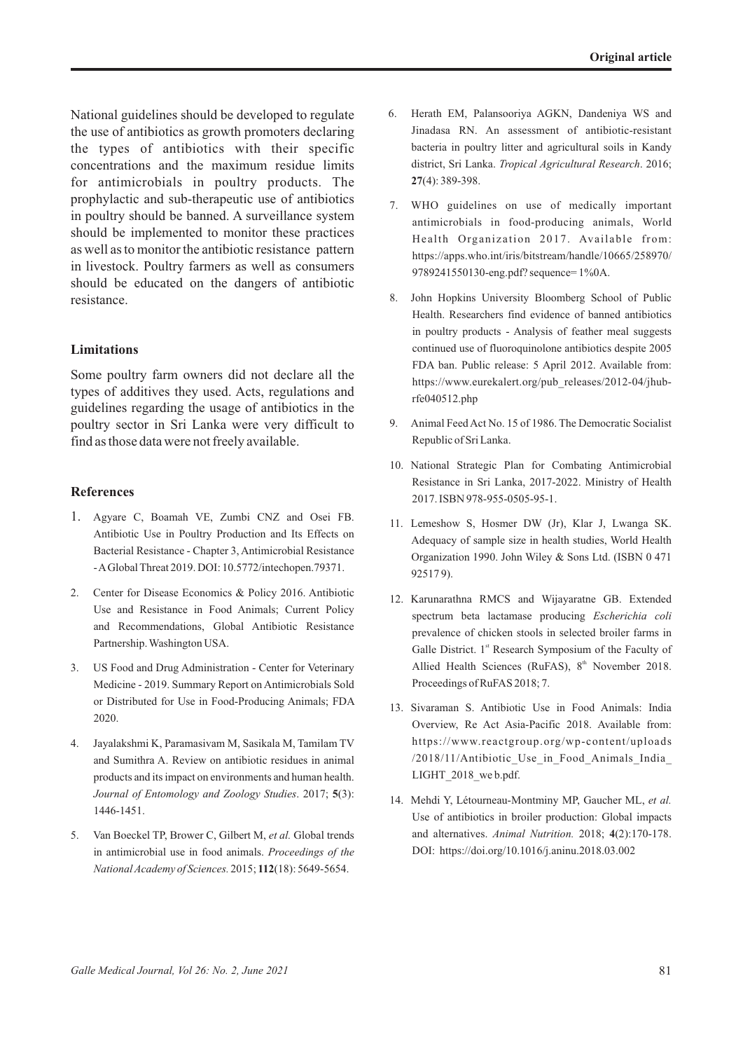National guidelines should be developed to regulate the use of antibiotics as growth promoters declaring the types of antibiotics with their specific concentrations and the maximum residue limits for antimicrobials in poultry products. The prophylactic and sub-therapeutic use of antibiotics in poultry should be banned. A surveillance system should be implemented to monitor these practices as well as to monitor the antibiotic resistance pattern in livestock. Poultry farmers as well as consumers should be educated on the dangers of antibiotic resistance.

### Limitations

Some poultry farm owners did not declare all the types of additives they used. Acts, regulations and guidelines regarding the usage of antibiotics in the poultry sector in Sri Lanka were very difficult to find as those data were not freely available.

### References

1. Agyare C, Boamah VE, Zumbi CNZ and Osei FB. Antibiotic Use in Poultry Production and Its Effects on Bacterial Resistance - Chapter 3, Antimicrobial Resistance - A Global Threat 2019. DOI: 10.5772/intechopen.79371.
2. Center for Disease Economics & Policy 2016. Antibiotic Use and Resistance in Food Animals; Current Policy and Recommendations, Global Antibiotic Resistance Partnership. Washington USA.
3. US Food and Drug Administration - Center for Veterinary Medicine - 2019. Summary Report on Antimicrobials Sold or Distributed for Use in Food-Producing Animals; FDA 2020.
4. Jayalakshmi K, Paramasivam M, Sasikala M, Tamilam TV and Sumithra A. Review on antibiotic residues in animal products and its impact on environments and human health. *Journal of Entomology and Zoology Studies*. 2017; **5**(3): 1446-1451.
5. Van Boeckel TP, Brower C, Gilbert M, *et al.* Global trends in antimicrobial use in food animals. *Proceedings of the National Academy of Sciences*. 2015; **112**(18): 5649-5654.
6. Herath EM, Palansooriya AGKN, Dandeniya WS and Jinadasa RN. An assessment of antibiotic-resistant bacteria in poultry litter and agricultural soils in Kandy district, Sri Lanka. *Tropical Agricultural Research*. 2016; **27**(4): 389-398.
7. WHO guidelines on use of medically important antimicrobials in food-producing animals, World Health Organization 2017. Available from: https://apps.who.int/iris/bitstream/handle/10665/258970/9789241550130-eng.pdf? sequence= 1%0A.
8. John Hopkins University Bloomberg School of Public Health. Researchers find evidence of banned antibiotics in poultry products - Analysis of feather meal suggests continued use of fluoroquinolone antibiotics despite 2005 FDA ban. Public release: 5 April 2012. Available from: https://www.eurekalert.org/pub_releases/2012-04/jhub-rfe040512.php
9. Animal Feed Act No. 15 of 1986. The Democratic Socialist Republic of Sri Lanka.
10. National Strategic Plan for Combating Antimicrobial Resistance in Sri Lanka, 2017-2022. Ministry of Health 2017. ISBN 978-955-0505-95-1.
11. Lemeshow S, Hosmer DW (Jr), Klar J, Lwanga SK. Adequacy of sample size in health studies, World Health Organization 1990. John Wiley & Sons Ltd. (ISBN 0 471 92517 9).
12. Karunarathna RMCS and Wijayaratne GB. Extended spectrum beta lactamase producing *Escherichia coli* prevalence of chicken stools in selected broiler farms in Galle District. 1st Research Symposium of the Faculty of Allied Health Sciences (RuFAS), 8th November 2018. Proceedings of RuFAS 2018; 7.
13. Sivaraman S. Antibiotic Use in Food Animals: India Overview, Re Act Asia-Pacific 2018. Available from: https://www.reactgroup.org/wp-content/uploads/2018/11/Antibiotic_Use_in_Food_Animals_India_LIGHT_2018_we b.pdf.
14. Mehdi Y, Létourneau-Montminy MP, Gaucher ML, *et al.* Use of antibiotics in broiler production: Global impacts and alternatives. *Animal Nutrition.* 2018; **4**(2):170-178. DOI: https://doi.org/10.1016/j.aninu.2018.03.002